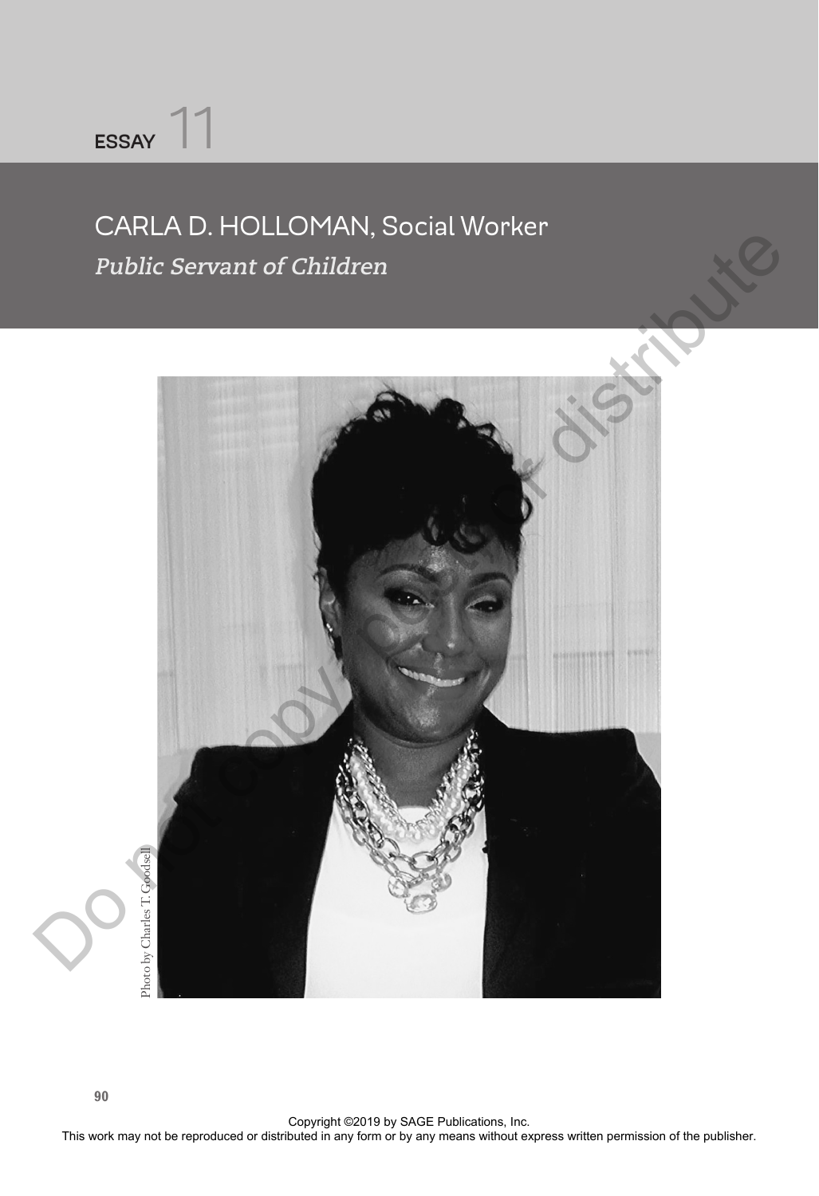ESSAY 11

# CARLA D. HOLLOMAN, Social Worker

## *Public Servant of Children*

Photo by Charles T. Goodsell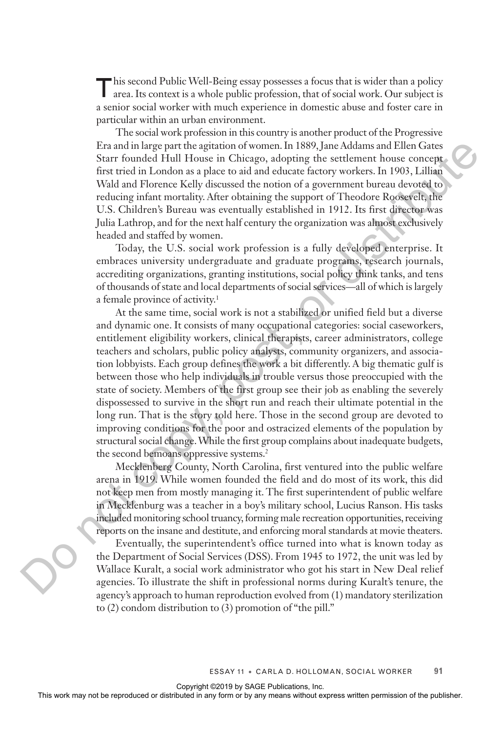This second Public Well-Being essay possesses a focus that is wider than a policy area. Its context is a whole public profession, that of social work. Our subject is a senior social worker with much experience in domestic abuse and foster care in particular within an urban environment.

The social work profession in this country is another product of the Progressive Era and in large part the agitation of women. In 1889, Jane Addams and Ellen Gates Starr founded Hull House in Chicago, adopting the settlement house concept first tried in London as a place to aid and educate factory workers. In 1903, Lillian Wald and Florence Kelly discussed the notion of a government bureau devoted to reducing infant mortality. After obtaining the support of Theodore Roosevelt, the U.S. Children's Bureau was eventually established in 1912. Its first director was Julia Lathrop, and for the next half century the organization was almost exclusively headed and staffed by women.

Today, the U.S. social work profession is a fully developed enterprise. It embraces university undergraduate and graduate programs, research journals, accrediting organizations, granting institutions, social policy think tanks, and tens of thousands of state and local departments of social services—all of which is largely a female province of activity.[1]

At the same time, social work is not a stabilized or unified field but a diverse and dynamic one. It consists of many occupational categories: social caseworkers, entitlement eligibility workers, clinical therapists, career administrators, college teachers and scholars, public policy analysts, community organizers, and association lobbyists. Each group defines the work a bit differently. A big thematic gulf is between those who help individuals in trouble versus those preoccupied with the state of society. Members of the first group see their job as enabling the severely dispossessed to survive in the short run and reach their ultimate potential in the long run. That is the story told here. Those in the second group are devoted to improving conditions for the poor and ostracized elements of the population by structural social change. While the first group complains about inadequate budgets, the second bemoans oppressive systems.[2]

Mecklenburg County, North Carolina, first ventured into the public welfare arena in 1919. While women founded the field and do most of its work, this did not keep men from mostly managing it. The first superintendent of public welfare in Mecklenburg was a teacher in a boy's military school, Lucius Ranson. His tasks included monitoring school truancy, forming male recreation opportunities, receiving reports on the insane and destitute, and enforcing moral standards at movie theaters.

Eventually, the superintendent's office turned into what is known today as the Department of Social Services (DSS). From 1945 to 1972, the unit was led by Wallace Kuralt, a social work administrator who got his start in New Deal relief agencies. To illustrate the shift in professional norms during Kuralt's tenure, the agency's approach to human reproduction evolved from (1) mandatory sterilization to (2) condom distribution to (3) promotion of "the pill."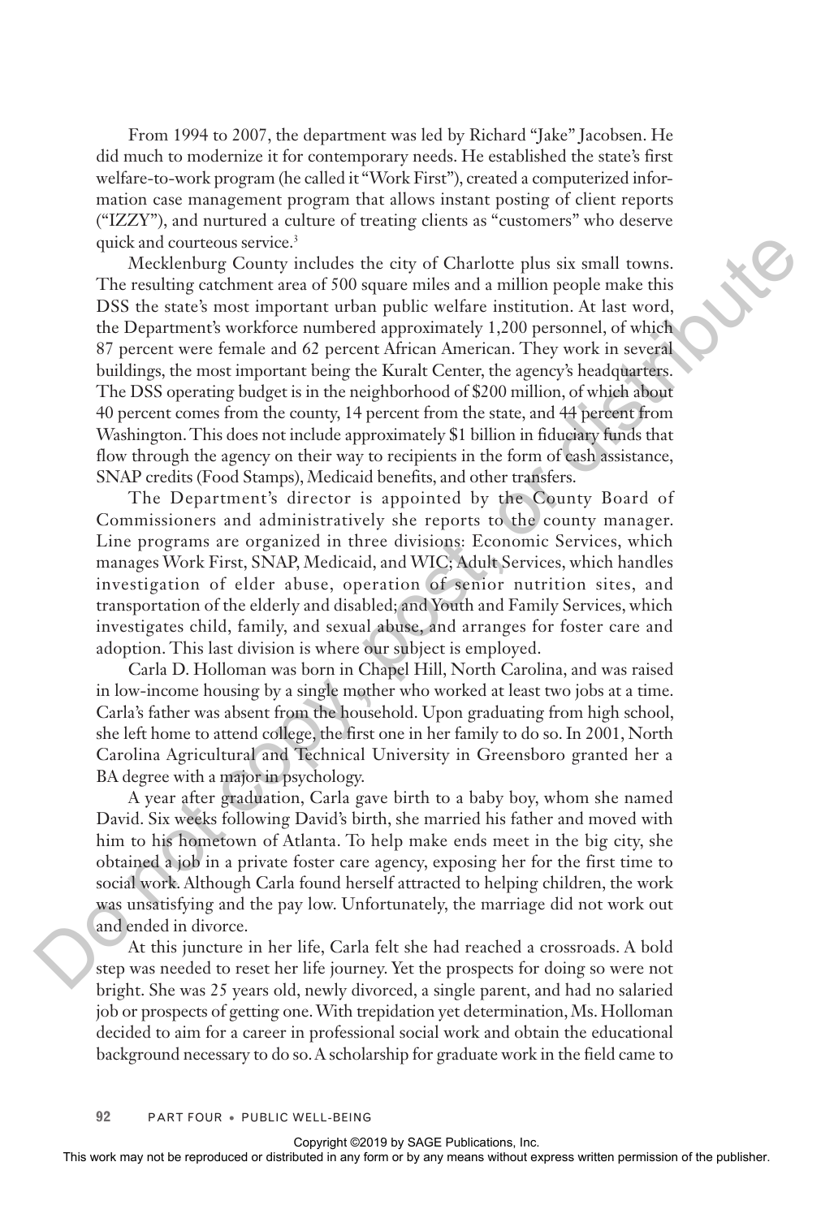From 1994 to 2007, the department was led by Richard "Jake" Jacobsen. He did much to modernize it for contemporary needs. He established the state's first welfare-to-work program (he called it "Work First"), created a computerized information case management program that allows instant posting of client reports ("IZZY"), and nurtured a culture of treating clients as "customers" who deserve quick and courteous service.[3]

Mecklenburg County includes the city of Charlotte plus six small towns. The resulting catchment area of 500 square miles and a million people make this DSS the state's most important urban public welfare institution. At last word, the Department's workforce numbered approximately 1,200 personnel, of which 87 percent were female and 62 percent African American. They work in several buildings, the most important being the Kuralt Center, the agency's headquarters. The DSS operating budget is in the neighborhood of $200 million, of which about 40 percent comes from the county, 14 percent from the state, and 44 percent from Washington. This does not include approximately $1 billion in fiduciary funds that flow through the agency on their way to recipients in the form of cash assistance, SNAP credits (Food Stamps), Medicaid benefits, and other transfers.

The Department's director is appointed by the County Board of Commissioners and administratively she reports to the county manager. Line programs are organized in three divisions: Economic Services, which manages Work First, SNAP, Medicaid, and WIC; Adult Services, which handles investigation of elder abuse, operation of senior nutrition sites, and transportation of the elderly and disabled; and Youth and Family Services, which investigates child, family, and sexual abuse, and arranges for foster care and adoption. This last division is where our subject is employed.

Carla D. Holloman was born in Chapel Hill, North Carolina, and was raised in low-income housing by a single mother who worked at least two jobs at a time. Carla's father was absent from the household. Upon graduating from high school, she left home to attend college, the first one in her family to do so. In 2001, North Carolina Agricultural and Technical University in Greensboro granted her a BA degree with a major in psychology.

A year after graduation, Carla gave birth to a baby boy, whom she named David. Six weeks following David's birth, she married his father and moved with him to his hometown of Atlanta. To help make ends meet in the big city, she obtained a job in a private foster care agency, exposing her for the first time to social work. Although Carla found herself attracted to helping children, the work was unsatisfying and the pay low. Unfortunately, the marriage did not work out and ended in divorce.

At this juncture in her life, Carla felt she had reached a crossroads. A bold step was needed to reset her life journey. Yet the prospects for doing so were not bright. She was 25 years old, newly divorced, a single parent, and had no salaried job or prospects of getting one. With trepidation yet determination, Ms. Holloman decided to aim for a career in professional social work and obtain the educational background necessary to do so. A scholarship for graduate work in the field came to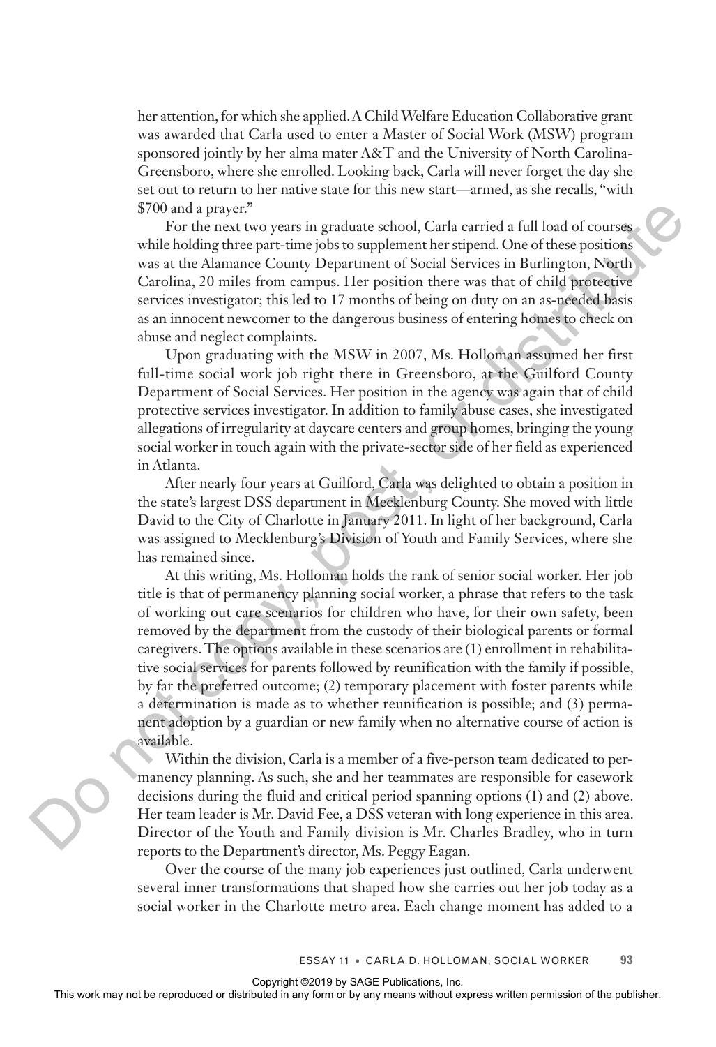her attention, for which she applied. A Child Welfare Education Collaborative grant was awarded that Carla used to enter a Master of Social Work (MSW) program sponsored jointly by her alma mater A&T and the University of North Carolina-Greensboro, where she enrolled. Looking back, Carla will never forget the day she set out to return to her native state for this new start—armed, as she recalls, "with $700 and a prayer."

For the next two years in graduate school, Carla carried a full load of courses while holding three part-time jobs to supplement her stipend. One of these positions was at the Alamance County Department of Social Services in Burlington, North Carolina, 20 miles from campus. Her position there was that of child protective services investigator; this led to 17 months of being on duty on an as-needed basis as an innocent newcomer to the dangerous business of entering homes to check on abuse and neglect complaints.

Upon graduating with the MSW in 2007, Ms. Holloman assumed her first full-time social work job right there in Greensboro, at the Guilford County Department of Social Services. Her position in the agency was again that of child protective services investigator. In addition to family abuse cases, she investigated allegations of irregularity at daycare centers and group homes, bringing the young social worker in touch again with the private-sector side of her field as experienced in Atlanta.

After nearly four years at Guilford, Carla was delighted to obtain a position in the state's largest DSS department in Mecklenburg County. She moved with little David to the City of Charlotte in January 2011. In light of her background, Carla was assigned to Mecklenburg's Division of Youth and Family Services, where she has remained since.

At this writing, Ms. Holloman holds the rank of senior social worker. Her job title is that of permanency planning social worker, a phrase that refers to the task of working out care scenarios for children who have, for their own safety, been removed by the department from the custody of their biological parents or formal caregivers. The options available in these scenarios are (1) enrollment in rehabilitative social services for parents followed by reunification with the family if possible, by far the preferred outcome; (2) temporary placement with foster parents while a determination is made as to whether reunification is possible; and (3) permanent adoption by a guardian or new family when no alternative course of action is available.

Within the division, Carla is a member of a five-person team dedicated to permanency planning. As such, she and her teammates are responsible for casework decisions during the fluid and critical period spanning options (1) and (2) above. Her team leader is Mr. David Fee, a DSS veteran with long experience in this area. Director of the Youth and Family division is Mr. Charles Bradley, who in turn reports to the Department's director, Ms. Peggy Eagan.

Over the course of the many job experiences just outlined, Carla underwent several inner transformations that shaped how she carries out her job today as a social worker in the Charlotte metro area. Each change moment has added to a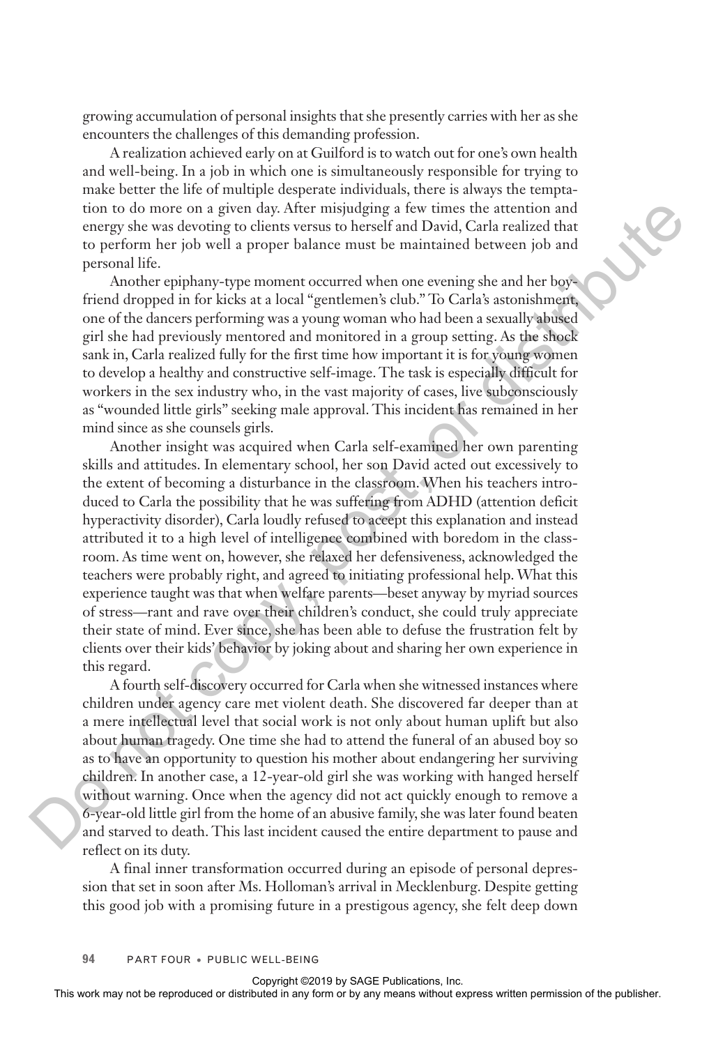growing accumulation of personal insights that she presently carries with her as she encounters the challenges of this demanding profession.

A realization achieved early on at Guilford is to watch out for one's own health and well-being. In a job in which one is simultaneously responsible for trying to make better the life of multiple desperate individuals, there is always the temptation to do more on a given day. After misjudging a few times the attention and energy she was devoting to clients versus to herself and David, Carla realized that to perform her job well a proper balance must be maintained between job and personal life.

Another epiphany-type moment occurred when one evening she and her boyfriend dropped in for kicks at a local "gentlemen's club." To Carla's astonishment, one of the dancers performing was a young woman who had been a sexually abused girl she had previously mentored and monitored in a group setting. As the shock sank in, Carla realized fully for the first time how important it is for young women to develop a healthy and constructive self-image. The task is especially difficult for workers in the sex industry who, in the vast majority of cases, live subconsciously as "wounded little girls" seeking male approval. This incident has remained in her mind since as she counsels girls.

Another insight was acquired when Carla self-examined her own parenting skills and attitudes. In elementary school, her son David acted out excessively to the extent of becoming a disturbance in the classroom. When his teachers introduced to Carla the possibility that he was suffering from ADHD (attention deficit hyperactivity disorder), Carla loudly refused to accept this explanation and instead attributed it to a high level of intelligence combined with boredom in the classroom. As time went on, however, she relaxed her defensiveness, acknowledged the teachers were probably right, and agreed to initiating professional help. What this experience taught was that when welfare parents—beset anyway by myriad sources of stress—rant and rave over their children's conduct, she could truly appreciate their state of mind. Ever since, she has been able to defuse the frustration felt by clients over their kids' behavior by joking about and sharing her own experience in this regard.

A fourth self-discovery occurred for Carla when she witnessed instances where children under agency care met violent death. She discovered far deeper than at a mere intellectual level that social work is not only about human uplift but also about human tragedy. One time she had to attend the funeral of an abused boy so as to have an opportunity to question his mother about endangering her surviving children. In another case, a 12-year-old girl she was working with hanged herself without warning. Once when the agency did not act quickly enough to remove a 6-year-old little girl from the home of an abusive family, she was later found beaten and starved to death. This last incident caused the entire department to pause and reflect on its duty.

A final inner transformation occurred during an episode of personal depression that set in soon after Ms. Holloman's arrival in Mecklenburg. Despite getting this good job with a promising future in a prestigous agency, she felt deep down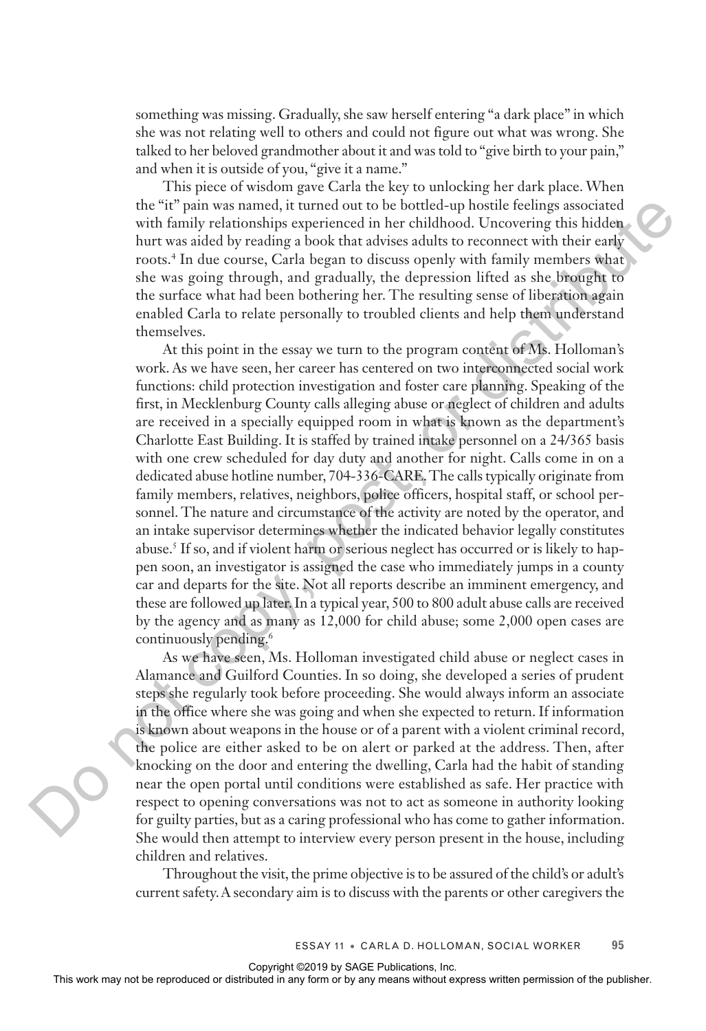something was missing. Gradually, she saw herself entering "a dark place" in which she was not relating well to others and could not figure out what was wrong. She talked to her beloved grandmother about it and was told to "give birth to your pain," and when it is outside of you, "give it a name."

This piece of wisdom gave Carla the key to unlocking her dark place. When the "it" pain was named, it turned out to be bottled-up hostile feelings associated with family relationships experienced in her childhood. Uncovering this hidden hurt was aided by reading a book that advises adults to reconnect with their early roots.[4] In due course, Carla began to discuss openly with family members what she was going through, and gradually, the depression lifted as she brought to the surface what had been bothering her. The resulting sense of liberation again enabled Carla to relate personally to troubled clients and help them understand themselves.

At this point in the essay we turn to the program content of Ms. Holloman's work. As we have seen, her career has centered on two interconnected social work functions: child protection investigation and foster care planning. Speaking of the first, in Mecklenburg County calls alleging abuse or neglect of children and adults are received in a specially equipped room in what is known as the department's Charlotte East Building. It is staffed by trained intake personnel on a 24/365 basis with one crew scheduled for day duty and another for night. Calls come in on a dedicated abuse hotline number, 704-336-CARE. The calls typically originate from family members, relatives, neighbors, police officers, hospital staff, or school personnel. The nature and circumstance of the activity are noted by the operator, and an intake supervisor determines whether the indicated behavior legally constitutes abuse.[5] If so, and if violent harm or serious neglect has occurred or is likely to happen soon, an investigator is assigned the case who immediately jumps in a county car and departs for the site. Not all reports describe an imminent emergency, and these are followed up later. In a typical year, 500 to 800 adult abuse calls are received by the agency and as many as 12,000 for child abuse; some 2,000 open cases are continuously pending.[6]

As we have seen, Ms. Holloman investigated child abuse or neglect cases in Alamance and Guilford Counties. In so doing, she developed a series of prudent steps she regularly took before proceeding. She would always inform an associate in the office where she was going and when she expected to return. If information is known about weapons in the house or of a parent with a violent criminal record, the police are either asked to be on alert or parked at the address. Then, after knocking on the door and entering the dwelling, Carla had the habit of standing near the open portal until conditions were established as safe. Her practice with respect to opening conversations was not to act as someone in authority looking for guilty parties, but as a caring professional who has come to gather information. She would then attempt to interview every person present in the house, including children and relatives.

Throughout the visit, the prime objective is to be assured of the child's or adult's current safety. A secondary aim is to discuss with the parents or other caregivers the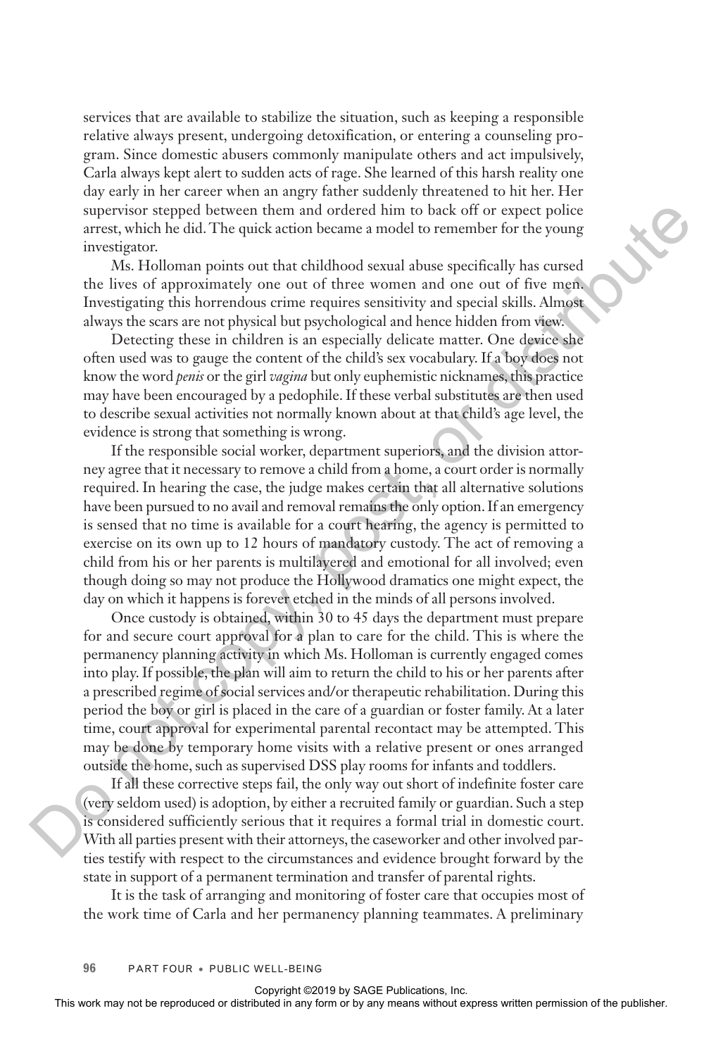services that are available to stabilize the situation, such as keeping a responsible relative always present, undergoing detoxification, or entering a counseling program. Since domestic abusers commonly manipulate others and act impulsively, Carla always kept alert to sudden acts of rage. She learned of this harsh reality one day early in her career when an angry father suddenly threatened to hit her. Her supervisor stepped between them and ordered him to back off or expect police arrest, which he did. The quick action became a model to remember for the young investigator.

Ms. Holloman points out that childhood sexual abuse specifically has cursed the lives of approximately one out of three women and one out of five men. Investigating this horrendous crime requires sensitivity and special skills. Almost always the scars are not physical but psychological and hence hidden from view.

Detecting these in children is an especially delicate matter. One device she often used was to gauge the content of the child's sex vocabulary. If a boy does not know the word *penis* or the girl *vagina* but only euphemistic nicknames, this practice may have been encouraged by a pedophile. If these verbal substitutes are then used to describe sexual activities not normally known about at that child's age level, the evidence is strong that something is wrong.

If the responsible social worker, department superiors, and the division attorney agree that it necessary to remove a child from a home, a court order is normally required. In hearing the case, the judge makes certain that all alternative solutions have been pursued to no avail and removal remains the only option. If an emergency is sensed that no time is available for a court hearing, the agency is permitted to exercise on its own up to 12 hours of mandatory custody. The act of removing a child from his or her parents is multilayered and emotional for all involved; even though doing so may not produce the Hollywood dramatics one might expect, the day on which it happens is forever etched in the minds of all persons involved.

Once custody is obtained, within 30 to 45 days the department must prepare for and secure court approval for a plan to care for the child. This is where the permanency planning activity in which Ms. Holloman is currently engaged comes into play. If possible, the plan will aim to return the child to his or her parents after a prescribed regime of social services and/or therapeutic rehabilitation. During this period the boy or girl is placed in the care of a guardian or foster family. At a later time, court approval for experimental parental recontact may be attempted. This may be done by temporary home visits with a relative present or ones arranged outside the home, such as supervised DSS play rooms for infants and toddlers.

If all these corrective steps fail, the only way out short of indefinite foster care (very seldom used) is adoption, by either a recruited family or guardian. Such a step is considered sufficiently serious that it requires a formal trial in domestic court. With all parties present with their attorneys, the caseworker and other involved parties testify with respect to the circumstances and evidence brought forward by the state in support of a permanent termination and transfer of parental rights.

It is the task of arranging and monitoring of foster care that occupies most of the work time of Carla and her permanency planning teammates. A preliminary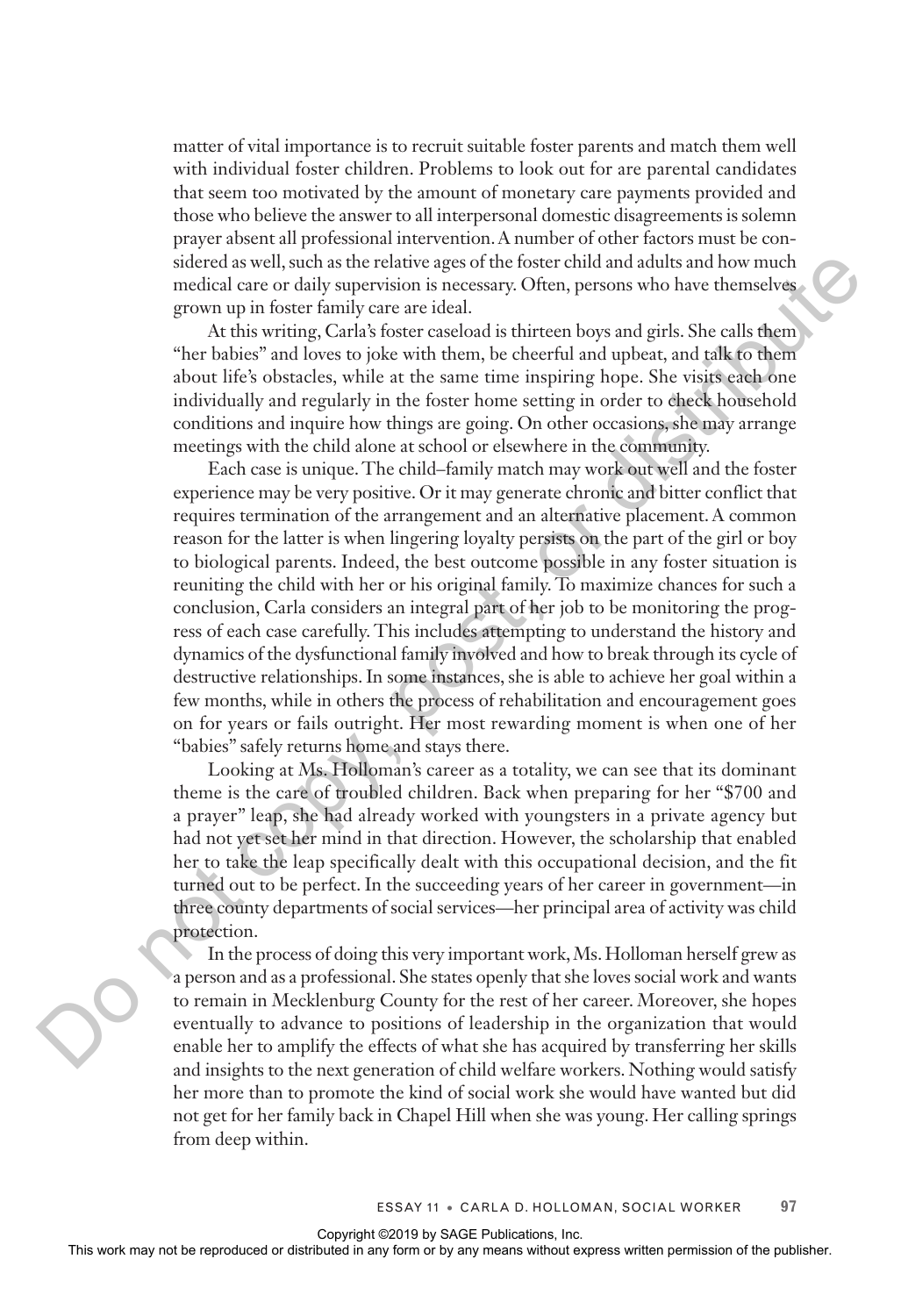matter of vital importance is to recruit suitable foster parents and match them well with individual foster children. Problems to look out for are parental candidates that seem too motivated by the amount of monetary care payments provided and those who believe the answer to all interpersonal domestic disagreements is solemn prayer absent all professional intervention. A number of other factors must be considered as well, such as the relative ages of the foster child and adults and how much medical care or daily supervision is necessary. Often, persons who have themselves grown up in foster family care are ideal.

At this writing, Carla's foster caseload is thirteen boys and girls. She calls them "her babies" and loves to joke with them, be cheerful and upbeat, and talk to them about life's obstacles, while at the same time inspiring hope. She visits each one individually and regularly in the foster home setting in order to check household conditions and inquire how things are going. On other occasions, she may arrange meetings with the child alone at school or elsewhere in the community.

Each case is unique. The child–family match may work out well and the foster experience may be very positive. Or it may generate chronic and bitter conflict that requires termination of the arrangement and an alternative placement. A common reason for the latter is when lingering loyalty persists on the part of the girl or boy to biological parents. Indeed, the best outcome possible in any foster situation is reuniting the child with her or his original family. To maximize chances for such a conclusion, Carla considers an integral part of her job to be monitoring the progress of each case carefully. This includes attempting to understand the history and dynamics of the dysfunctional family involved and how to break through its cycle of destructive relationships. In some instances, she is able to achieve her goal within a few months, while in others the process of rehabilitation and encouragement goes on for years or fails outright. Her most rewarding moment is when one of her "babies" safely returns home and stays there.

Looking at Ms. Holloman's career as a totality, we can see that its dominant theme is the care of troubled children. Back when preparing for her "$700 and a prayer" leap, she had already worked with youngsters in a private agency but had not yet set her mind in that direction. However, the scholarship that enabled her to take the leap specifically dealt with this occupational decision, and the fit turned out to be perfect. In the succeeding years of her career in government—in three county departments of social services—her principal area of activity was child protection.

In the process of doing this very important work, Ms. Holloman herself grew as a person and as a professional. She states openly that she loves social work and wants to remain in Mecklenburg County for the rest of her career. Moreover, she hopes eventually to advance to positions of leadership in the organization that would enable her to amplify the effects of what she has acquired by transferring her skills and insights to the next generation of child welfare workers. Nothing would satisfy her more than to promote the kind of social work she would have wanted but did not get for her family back in Chapel Hill when she was young. Her calling springs from deep within.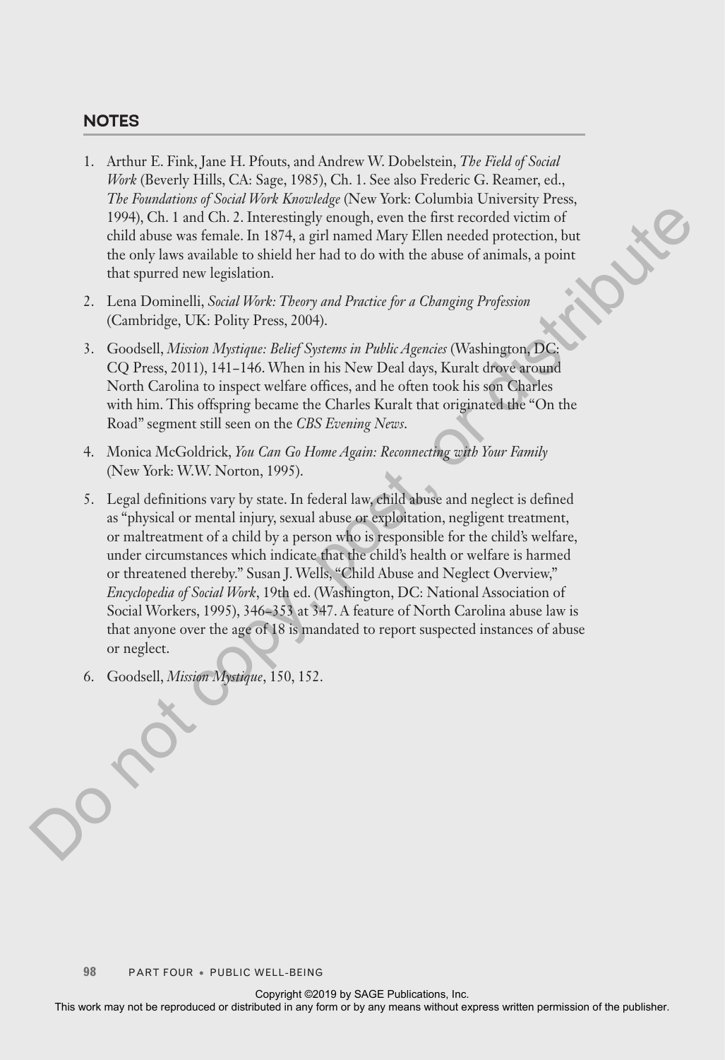## NOTES

1. Arthur E. Fink, Jane H. Pfouts, and Andrew W. Dobelstein, *The Field of Social Work* (Beverly Hills, CA: Sage, 1985), Ch. 1. See also Frederic G. Reamer, ed., *The Foundations of Social Work Knowledge* (New York: Columbia University Press, 1994), Ch. 1 and Ch. 2. Interestingly enough, even the first recorded victim of child abuse was female. In 1874, a girl named Mary Ellen needed protection, but the only laws available to shield her had to do with the abuse of animals, a point that spurred new legislation.
2. Lena Dominelli, *Social Work: Theory and Practice for a Changing Profession* (Cambridge, UK: Polity Press, 2004).
3. Goodsell, *Mission Mystique: Belief Systems in Public Agencies* (Washington, DC: CQ Press, 2011), 141–146. When in his New Deal days, Kuralt drove around North Carolina to inspect welfare offices, and he often took his son Charles with him. This offspring became the Charles Kuralt that originated the "On the Road" segment still seen on the *CBS Evening News*.
4. Monica McGoldrick, *You Can Go Home Again: Reconnecting with Your Family* (New York: W.W. Norton, 1995).
5. Legal definitions vary by state. In federal law, child abuse and neglect is defined as "physical or mental injury, sexual abuse or exploitation, negligent treatment, or maltreatment of a child by a person who is responsible for the child's welfare, under circumstances which indicate that the child's health or welfare is harmed or threatened thereby." Susan J. Wells, "Child Abuse and Neglect Overview," *Encyclopedia of Social Work*, 19th ed. (Washington, DC: National Association of Social Workers, 1995), 346–353 at 347. A feature of North Carolina abuse law is that anyone over the age of 18 is mandated to report suspected instances of abuse or neglect.
6. Goodsell, *Mission Mystique*, 150, 152.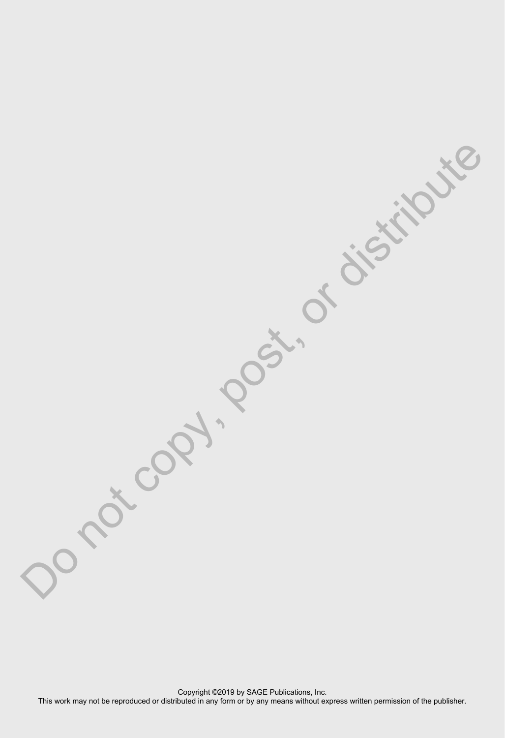Do not copy, post, or distribute

Copyright ©2019 by SAGE Publications, Inc.
This work may not be reproduced or distributed in any form or by any means without express written permission of the publisher.